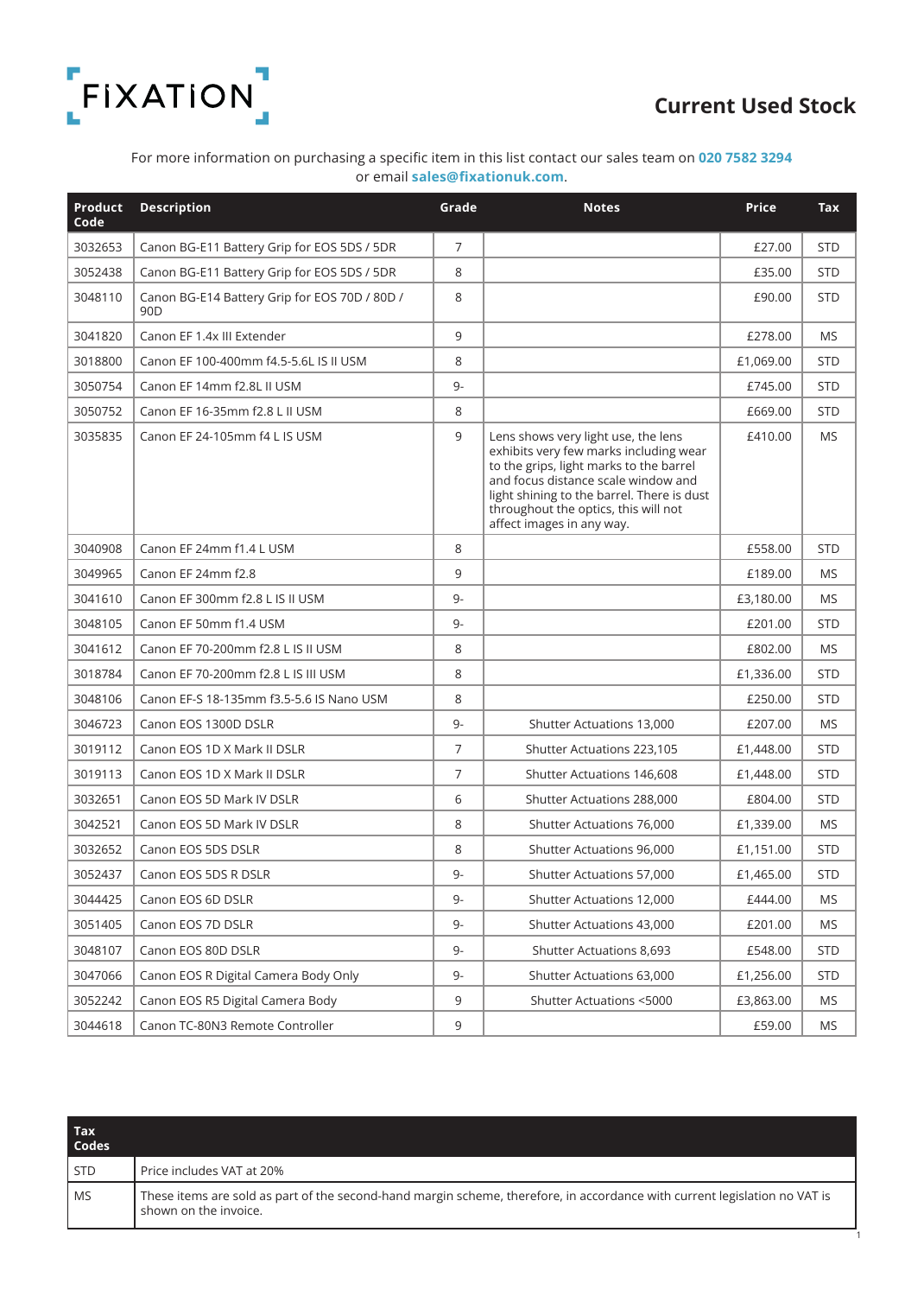FiXATiON

# Current Used Stock

For more information on purchasing a specific item in this list contact our sales team on **020 7582 3294** or email **sales@fixationuk.com**.

| Product Code | Description | Grade | Notes | Price | Tax |
|---|---|---|---|---|---|
| 3032653 | Canon BG-E11 Battery Grip for EOS 5DS / 5DR | 7 | | £27.00 | STD |
| 3052438 | Canon BG-E11 Battery Grip for EOS 5DS / 5DR | 8 | | £35.00 | STD |
| 3048110 | Canon BG-E14 Battery Grip for EOS 70D / 80D / 90D | 8 | | £90.00 | STD |
| 3041820 | Canon EF 1.4x III Extender | 9 | | £278.00 | MS |
| 3018800 | Canon EF 100-400mm f4.5-5.6L IS II USM | 8 | | £1,069.00 | STD |
| 3050754 | Canon EF 14mm f2.8L II USM | 9- | | £745.00 | STD |
| 3050752 | Canon EF 16-35mm f2.8 L II USM | 8 | | £669.00 | STD |
| 3035835 | Canon EF 24-105mm f4 L IS USM | 9 | Lens shows very light use, the lens exhibits very few marks including wear to the grips, light marks to the barrel and focus distance scale window and light shining to the barrel. There is dust throughout the optics, this will not affect images in any way. | £410.00 | MS |
| 3040908 | Canon EF 24mm f1.4 L USM | 8 | | £558.00 | STD |
| 3049965 | Canon EF 24mm f2.8 | 9 | | £189.00 | MS |
| 3041610 | Canon EF 300mm f2.8 L IS II USM | 9- | | £3,180.00 | MS |
| 3048105 | Canon EF 50mm f1.4 USM | 9- | | £201.00 | STD |
| 3041612 | Canon EF 70-200mm f2.8 L IS II USM | 8 | | £802.00 | MS |
| 3018784 | Canon EF 70-200mm f2.8 L IS III USM | 8 | | £1,336.00 | STD |
| 3048106 | Canon EF-S 18-135mm f3.5-5.6 IS Nano USM | 8 | | £250.00 | STD |
| 3046723 | Canon EOS 1300D DSLR | 9- | Shutter Actuations 13,000 | £207.00 | MS |
| 3019112 | Canon EOS 1D X Mark II DSLR | 7 | Shutter Actuations 223,105 | £1,448.00 | STD |
| 3019113 | Canon EOS 1D X Mark II DSLR | 7 | Shutter Actuations 146,608 | £1,448.00 | STD |
| 3032651 | Canon EOS 5D Mark IV DSLR | 6 | Shutter Actuations 288,000 | £804.00 | STD |
| 3042521 | Canon EOS 5D Mark IV DSLR | 8 | Shutter Actuations 76,000 | £1,339.00 | MS |
| 3032652 | Canon EOS 5DS DSLR | 8 | Shutter Actuations 96,000 | £1,151.00 | STD |
| 3052437 | Canon EOS 5DS R DSLR | 9- | Shutter Actuations 57,000 | £1,465.00 | STD |
| 3044425 | Canon EOS 6D DSLR | 9- | Shutter Actuations 12,000 | £444.00 | MS |
| 3051405 | Canon EOS 7D DSLR | 9- | Shutter Actuations 43,000 | £201.00 | MS |
| 3048107 | Canon EOS 80D DSLR | 9- | Shutter Actuations 8,693 | £548.00 | STD |
| 3047066 | Canon EOS R Digital Camera Body Only | 9- | Shutter Actuations 63,000 | £1,256.00 | STD |
| 3052242 | Canon EOS R5 Digital Camera Body | 9 | Shutter Actuations <5000 | £3,863.00 | MS |
| 3044618 | Canon TC-80N3 Remote Controller | 9 | | £59.00 | MS |

| Tax Codes | |
|---|---|
| STD | Price includes VAT at 20% |
| MS | These items are sold as part of the second-hand margin scheme, therefore, in accordance with current legislation no VAT is shown on the invoice. |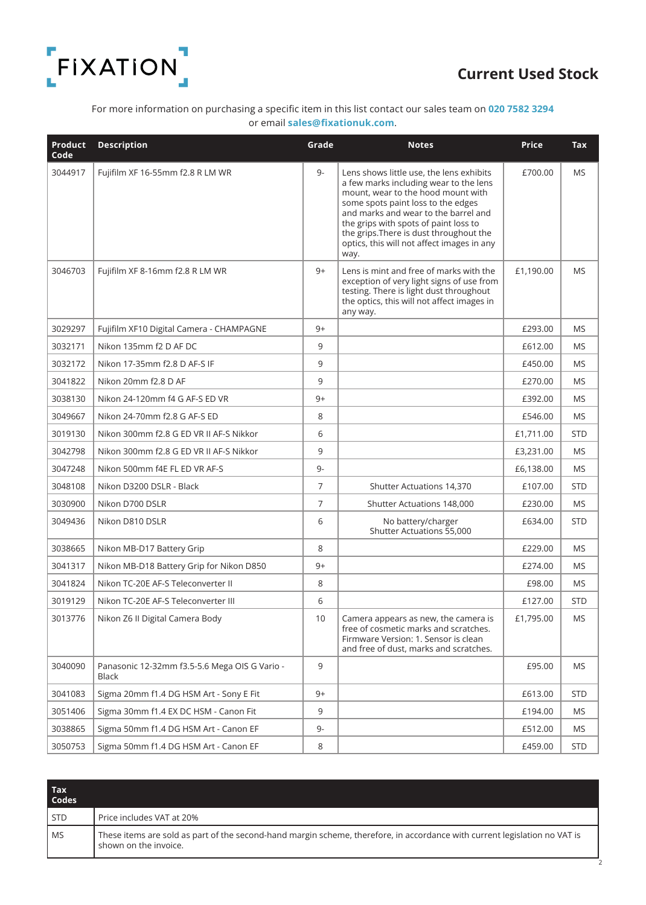FiXATiON

# Current Used Stock

For more information on purchasing a specific item in this list contact our sales team on **020 7582 3294** or email **sales@fixationuk.com**.

| Product Code | Description | Grade | Notes | Price | Tax |
|---|---|---|---|---|---|
| 3044917 | Fujifilm XF 16-55mm f2.8 R LM WR | 9- | Lens shows little use, the lens exhibits a few marks including wear to the lens mount, wear to the hood mount with some spots paint loss to the edges and marks and wear to the barrel and the grips with spots of paint loss to the grips.There is dust throughout the optics, this will not affect images in any way. | £700.00 | MS |
| 3046703 | Fujifilm XF 8-16mm f2.8 R LM WR | 9+ | Lens is mint and free of marks with the exception of very light signs of use from testing. There is light dust throughout the optics, this will not affect images in any way. | £1,190.00 | MS |
| 3029297 | Fujifilm XF10 Digital Camera - CHAMPAGNE | 9+ | | £293.00 | MS |
| 3032171 | Nikon 135mm f2 D AF DC | 9 | | £612.00 | MS |
| 3032172 | Nikon 17-35mm f2.8 D AF-S IF | 9 | | £450.00 | MS |
| 3041822 | Nikon 20mm f2.8 D AF | 9 | | £270.00 | MS |
| 3038130 | Nikon 24-120mm f4 G AF-S ED VR | 9+ | | £392.00 | MS |
| 3049667 | Nikon 24-70mm f2.8 G AF-S ED | 8 | | £546.00 | MS |
| 3019130 | Nikon 300mm f2.8 G ED VR II AF-S Nikkor | 6 | | £1,711.00 | STD |
| 3042798 | Nikon 300mm f2.8 G ED VR II AF-S Nikkor | 9 | | £3,231.00 | MS |
| 3047248 | Nikon 500mm f4E FL ED VR AF-S | 9- | | £6,138.00 | MS |
| 3048108 | Nikon D3200 DSLR - Black | 7 | Shutter Actuations 14,370 | £107.00 | STD |
| 3030900 | Nikon D700 DSLR | 7 | Shutter Actuations 148,000 | £230.00 | MS |
| 3049436 | Nikon D810 DSLR | 6 | No battery/charger<br>Shutter Actuations 55,000 | £634.00 | STD |
| 3038665 | Nikon MB-D17 Battery Grip | 8 | | £229.00 | MS |
| 3041317 | Nikon MB-D18 Battery Grip for Nikon D850 | 9+ | | £274.00 | MS |
| 3041824 | Nikon TC-20E AF-S Teleconverter II | 8 | | £98.00 | MS |
| 3019129 | Nikon TC-20E AF-S Teleconverter III | 6 | | £127.00 | STD |
| 3013776 | Nikon Z6 II Digital Camera Body | 10 | Camera appears as new, the camera is free of cosmetic marks and scratches. Firmware Version: 1. Sensor is clean and free of dust, marks and scratches. | £1,795.00 | MS |
| 3040090 | Panasonic 12-32mm f3.5-5.6 Mega OIS G Vario - Black | 9 | | £95.00 | MS |
| 3041083 | Sigma 20mm f1.4 DG HSM Art - Sony E Fit | 9+ | | £613.00 | STD |
| 3051406 | Sigma 30mm f1.4 EX DC HSM - Canon Fit | 9 | | £194.00 | MS |
| 3038865 | Sigma 50mm f1.4 DG HSM Art - Canon EF | 9- | | £512.00 | MS |
| 3050753 | Sigma 50mm f1.4 DG HSM Art - Canon EF | 8 | | £459.00 | STD |

| Tax Codes | |
|---|---|
| STD | Price includes VAT at 20% |
| MS | These items are sold as part of the second-hand margin scheme, therefore, in accordance with current legislation no VAT is shown on the invoice. |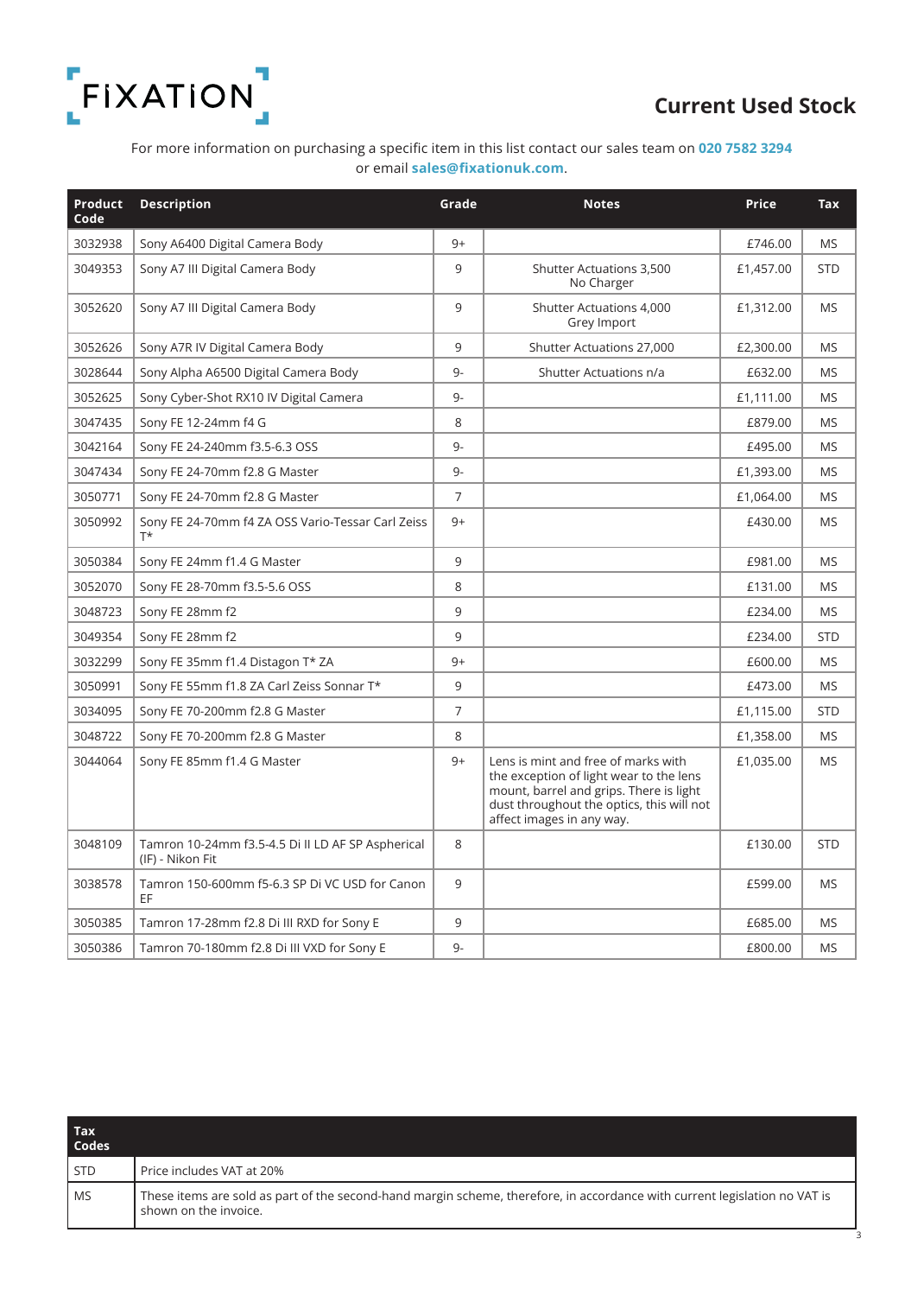FiXATiON

# Current Used Stock

For more information on purchasing a specific item in this list contact our sales team on **020 7582 3294** or email **sales@fixationuk.com**.

| Product Code | Description | Grade | Notes | Price | Tax |
|---|---|---|---|---|---|
| 3032938 | Sony A6400 Digital Camera Body | 9+ | | £746.00 | MS |
| 3049353 | Sony A7 III Digital Camera Body | 9 | Shutter Actuations 3,500 No Charger | £1,457.00 | STD |
| 3052620 | Sony A7 III Digital Camera Body | 9 | Shutter Actuations 4,000 Grey Import | £1,312.00 | MS |
| 3052626 | Sony A7R IV Digital Camera Body | 9 | Shutter Actuations 27,000 | £2,300.00 | MS |
| 3028644 | Sony Alpha A6500 Digital Camera Body | 9- | Shutter Actuations n/a | £632.00 | MS |
| 3052625 | Sony Cyber-Shot RX10 IV Digital Camera | 9- | | £1,111.00 | MS |
| 3047435 | Sony FE 12-24mm f4 G | 8 | | £879.00 | MS |
| 3042164 | Sony FE 24-240mm f3.5-6.3 OSS | 9- | | £495.00 | MS |
| 3047434 | Sony FE 24-70mm f2.8 G Master | 9- | | £1,393.00 | MS |
| 3050771 | Sony FE 24-70mm f2.8 G Master | 7 | | £1,064.00 | MS |
| 3050992 | Sony FE 24-70mm f4 ZA OSS Vario-Tessar Carl Zeiss T* | 9+ | | £430.00 | MS |
| 3050384 | Sony FE 24mm f1.4 G Master | 9 | | £981.00 | MS |
| 3052070 | Sony FE 28-70mm f3.5-5.6 OSS | 8 | | £131.00 | MS |
| 3048723 | Sony FE 28mm f2 | 9 | | £234.00 | MS |
| 3049354 | Sony FE 28mm f2 | 9 | | £234.00 | STD |
| 3032299 | Sony FE 35mm f1.4 Distagon T* ZA | 9+ | | £600.00 | MS |
| 3050991 | Sony FE 55mm f1.8 ZA Carl Zeiss Sonnar T* | 9 | | £473.00 | MS |
| 3034095 | Sony FE 70-200mm f2.8 G Master | 7 | | £1,115.00 | STD |
| 3048722 | Sony FE 70-200mm f2.8 G Master | 8 | | £1,358.00 | MS |
| 3044064 | Sony FE 85mm f1.4 G Master | 9+ | Lens is mint and free of marks with the exception of light wear to the lens mount, barrel and grips. There is light dust throughout the optics, this will not affect images in any way. | £1,035.00 | MS |
| 3048109 | Tamron 10-24mm f3.5-4.5 Di II LD AF SP Aspherical (IF) - Nikon Fit | 8 | | £130.00 | STD |
| 3038578 | Tamron 150-600mm f5-6.3 SP Di VC USD for Canon EF | 9 | | £599.00 | MS |
| 3050385 | Tamron 17-28mm f2.8 Di III RXD for Sony E | 9 | | £685.00 | MS |
| 3050386 | Tamron 70-180mm f2.8 Di III VXD for Sony E | 9- | | £800.00 | MS |

| Tax Codes | |
|---|---|
| STD | Price includes VAT at 20% |
| MS | These items are sold as part of the second-hand margin scheme, therefore, in accordance with current legislation no VAT is shown on the invoice. |